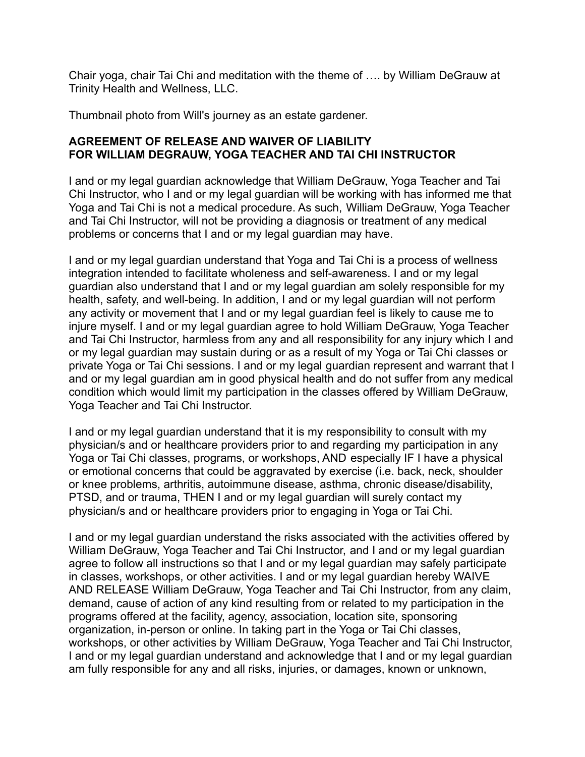Chair yoga, chair Tai Chi and meditation with the theme of …. by William DeGrauw at Trinity Health and Wellness, LLC.

Thumbnail photo from Will's journey as an estate gardener.

**AGREEMENT OF RELEASE AND WAIVER OF LIABILITY**
**FOR WILLIAM DEGRAUW, YOGA TEACHER AND TAI CHI INSTRUCTOR**

I and or my legal guardian acknowledge that William DeGrauw, Yoga Teacher and Tai Chi Instructor, who I and or my legal guardian will be working with has informed me that Yoga and Tai Chi is not a medical procedure. As such, William DeGrauw, Yoga Teacher and Tai Chi Instructor, will not be providing a diagnosis or treatment of any medical problems or concerns that I and or my legal guardian may have.

I and or my legal guardian understand that Yoga and Tai Chi is a process of wellness integration intended to facilitate wholeness and self-awareness. I and or my legal guardian also understand that I and or my legal guardian am solely responsible for my health, safety, and well-being. In addition, I and or my legal guardian will not perform any activity or movement that I and or my legal guardian feel is likely to cause me to injure myself. I and or my legal guardian agree to hold William DeGrauw, Yoga Teacher and Tai Chi Instructor, harmless from any and all responsibility for any injury which I and or my legal guardian may sustain during or as a result of my Yoga or Tai Chi classes or private Yoga or Tai Chi sessions. I and or my legal guardian represent and warrant that I and or my legal guardian am in good physical health and do not suffer from any medical condition which would limit my participation in the classes offered by William DeGrauw, Yoga Teacher and Tai Chi Instructor.

I and or my legal guardian understand that it is my responsibility to consult with my physician/s and or healthcare providers prior to and regarding my participation in any Yoga or Tai Chi classes, programs, or workshops, AND especially IF I have a physical or emotional concerns that could be aggravated by exercise (i.e. back, neck, shoulder or knee problems, arthritis, autoimmune disease, asthma, chronic disease/disability, PTSD, and or trauma, THEN I and or my legal guardian will surely contact my physician/s and or healthcare providers prior to engaging in Yoga or Tai Chi.

I and or my legal guardian understand the risks associated with the activities offered by William DeGrauw, Yoga Teacher and Tai Chi Instructor, and I and or my legal guardian agree to follow all instructions so that I and or my legal guardian may safely participate in classes, workshops, or other activities. I and or my legal guardian hereby WAIVE AND RELEASE William DeGrauw, Yoga Teacher and Tai Chi Instructor, from any claim, demand, cause of action of any kind resulting from or related to my participation in the programs offered at the facility, agency, association, location site, sponsoring organization, in-person or online. In taking part in the Yoga or Tai Chi classes, workshops, or other activities by William DeGrauw, Yoga Teacher and Tai Chi Instructor, I and or my legal guardian understand and acknowledge that I and or my legal guardian am fully responsible for any and all risks, injuries, or damages, known or unknown,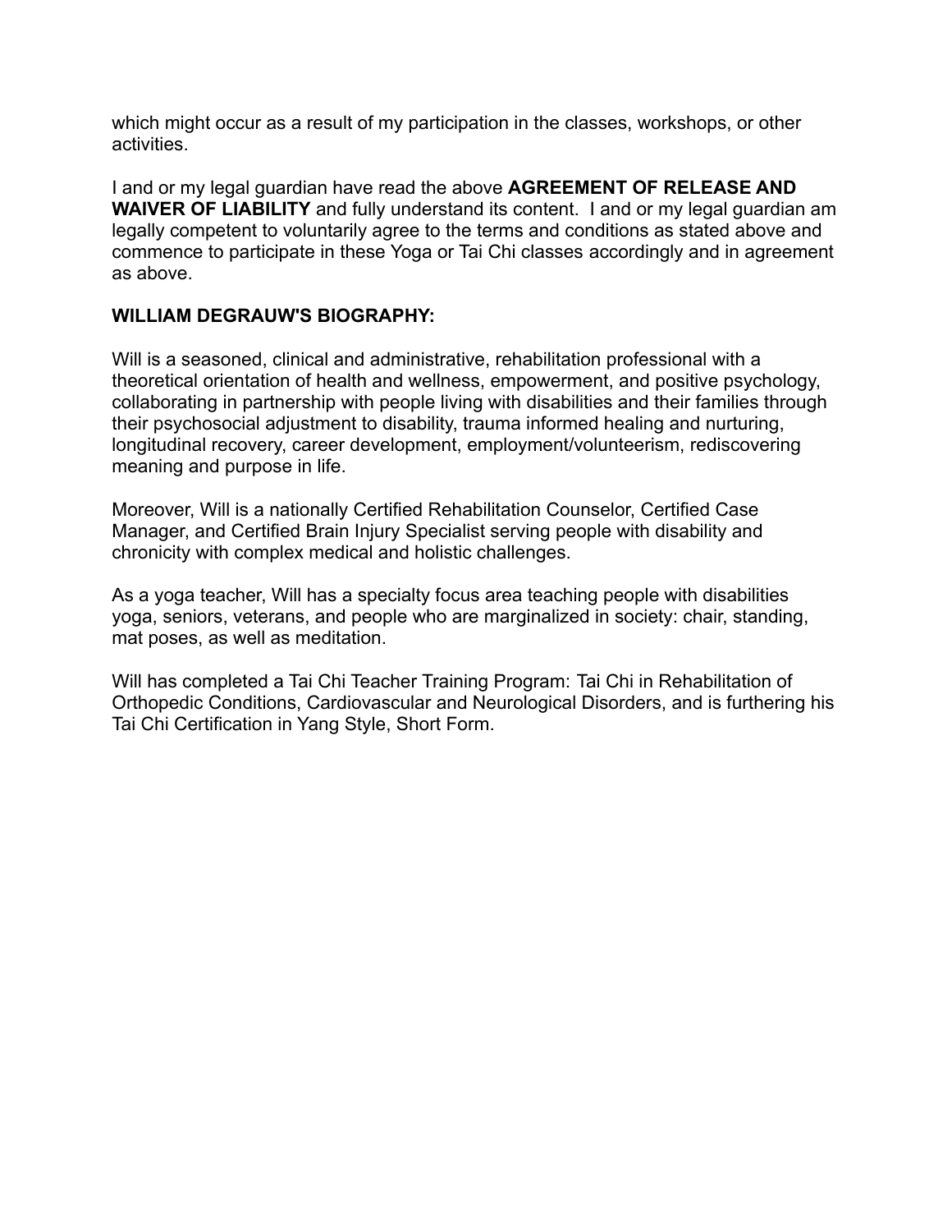which might occur as a result of my participation in the classes, workshops, or other activities.

I and or my legal guardian have read the above **AGREEMENT OF RELEASE AND WAIVER OF LIABILITY** and fully understand its content. I and or my legal guardian am legally competent to voluntarily agree to the terms and conditions as stated above and commence to participate in these Yoga or Tai Chi classes accordingly and in agreement as above.

**WILLIAM DEGRAUW'S BIOGRAPHY:**

Will is a seasoned, clinical and administrative, rehabilitation professional with a theoretical orientation of health and wellness, empowerment, and positive psychology, collaborating in partnership with people living with disabilities and their families through their psychosocial adjustment to disability, trauma informed healing and nurturing, longitudinal recovery, career development, employment/volunteerism, rediscovering meaning and purpose in life.

Moreover, Will is a nationally Certified Rehabilitation Counselor, Certified Case Manager, and Certified Brain Injury Specialist serving people with disability and chronicity with complex medical and holistic challenges.

As a yoga teacher, Will has a specialty focus area teaching people with disabilities yoga, seniors, veterans, and people who are marginalized in society: chair, standing, mat poses, as well as meditation.

Will has completed a Tai Chi Teacher Training Program: Tai Chi in Rehabilitation of Orthopedic Conditions, Cardiovascular and Neurological Disorders, and is furthering his Tai Chi Certification in Yang Style, Short Form.